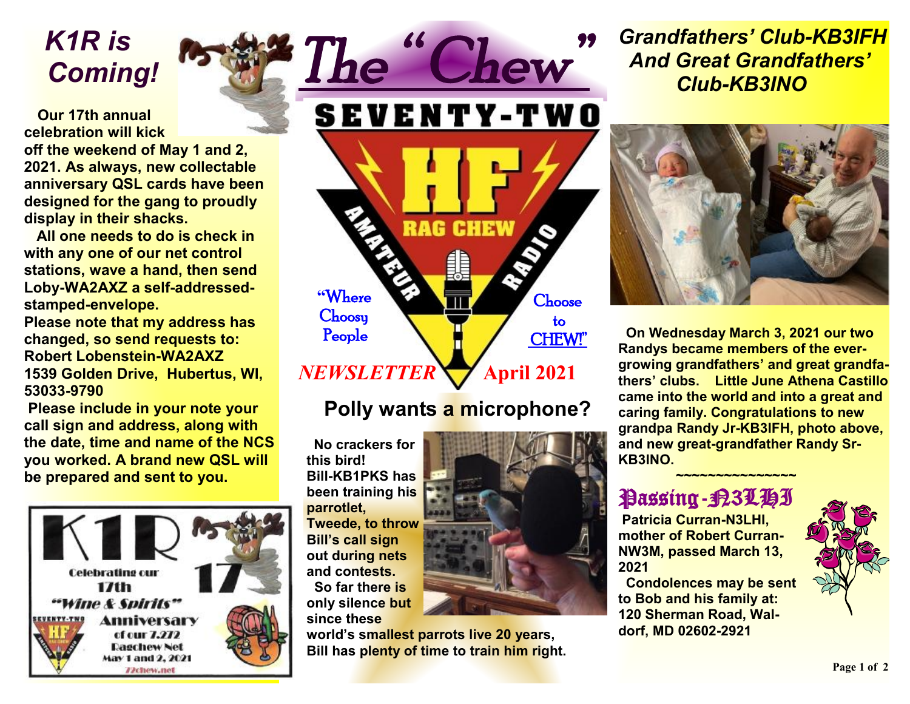# The "Chew"

SEVENTY-TWO

HF RAG CHEW AMATEUR RADIO

"Where Choosy People Choose to CHEW!"

*NEWSLETTER* **April 2021**

## *K1R is Coming!*

**Our 17th annual celebration will kick off the weekend of May 1 and 2, 2021. As always, new collectable anniversary QSL cards have been designed for the gang to proudly display in their shacks.**

**All one needs to do is check in with any one of our net control stations, wave a hand, then send Loby-WA2AXZ a self-addressed-stamped-envelope.**

**Please note that my address has changed, so send requests to:**
**Robert Lobenstein-WA2AXZ**
**1539 Golden Drive, Hubertus, WI, 53033-9790**

**Please include in your note your call sign and address, along with the date, time and name of the NCS you worked. A brand new QSL will be prepared and sent to you.**

K1R 17 — Celebrating our 17th "Wine & Spirits" Anniversary of our 7.272 Ragchew Net, May 1 and 2, 2021, 72chew.net

## Polly wants a microphone?

**No crackers for this bird! Bill-KB1PKS has been training his parrotlet, Tweede, to throw Bill's call sign out during nets and contests.**

**So far there is only silence but since these world's smallest parrots live 20 years, Bill has plenty of time to train him right.**

## *Grandfathers' Club-KB3IFH And Great Grandfathers' Club-KB3INO*

**On Wednesday March 3, 2021 our two Randys became members of the ever-growing grandfathers' and great grandfathers' clubs. Little June Athena Castillo came into the world and into a great and caring family. Congratulations to new grandpa Randy Jr-KB3IFH, photo above, and new great-grandfather Randy Sr-KB3INO.**

~~~~~~~~~~~~~~~

## Passing-N3LHI

**Patricia Curran-N3LHI, mother of Robert Curran-NW3M, passed March 13, 2021**

**Condolences may be sent to Bob and his family at: 120 Sherman Road, Waldorf, MD 02602-2921**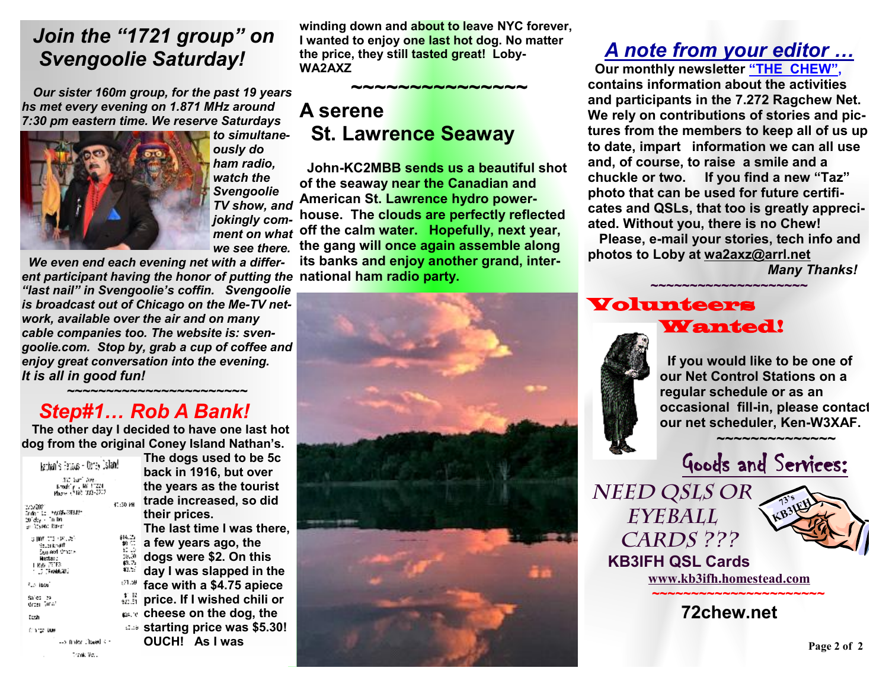## *Join the "1721 group" on Svengoolie Saturday!*

*Our sister 160m group, for the past 19 years hs met every evening on 1.871 MHz around 7:30 pm eastern time. We reserve Saturdays to simultaneously do ham radio, watch the Svengoolie TV show, and jokingly comment on what we see there.*

*We even end each evening net with a different participant having the honor of putting the "last nail" in Svengoolie's coffin. Svengoolie is broadcast out of Chicago on the Me-TV network, available over the air and on many cable companies too. The website is: svengoolie.com. Stop by, grab a cup of coffee and enjoy great conversation into the evening.*

***It is all in good fun!***

~~~~~~~~~~~~~~~~~~~~~~~

## *Step#1… Rob A Bank!*

**The other day I decided to have one last hot dog from the original Coney Island Nathan's. The dogs used to be 5c back in 1916, but over the years as the tourist trade increased, so did their prices. The last time I was there, a few years ago, the dogs were $2. On this day I was slapped in the face with a $4.75 apiece price. If I wished chili or cheese on the dog, the starting price was $5.30! OUCH! As I was winding down and about to leave NYC forever, I wanted to enjoy one last hot dog. No matter the price, they still tasted great! Loby-WA2AXZ**

~~~~~~~~~~~~~~~

## A serene St. Lawrence Seaway

**John-KC2MBB sends us a beautiful shot of the seaway near the Canadian and American St. Lawrence hydro powerhouse. The clouds are perfectly reflected off the calm water. Hopefully, next year, the gang will once again assemble along its banks and enjoy another grand, international ham radio party.**

## *A note from your editor …*

**Our monthly newsletter "THE CHEW", contains information about the activities and participants in the 7.272 Ragchew Net. We rely on contributions of stories and pictures from the members to keep all of us up to date, impart information we can all use and, of course, to raise a smile and a chuckle or two. If you find a new "Taz" photo that can be used for future certificates and QSLs, that too is greatly appreciated. Without you, there is no Chew!**

**Please, e-mail your stories, tech info and photos to Loby at wa2axz@arrl.net**

***Many Thanks!***

~~~~~~~~~~~~~~~~~~~

## Volunteers Wanted!

**If you would like to be one of our Net Control Stations on a regular schedule or as an occasional fill-in, please contact our net scheduler, Ken-W3XAF.**

~~~~~~~~~~~~~~

## Goods and Services:

NEED QSLS OR EYEBALL CARDS ???

**KB3IFH QSL Cards**

**www.kb3ifh.homestead.com**

~~~~~~~~~~~~~~~~~~~~~

**72chew.net**